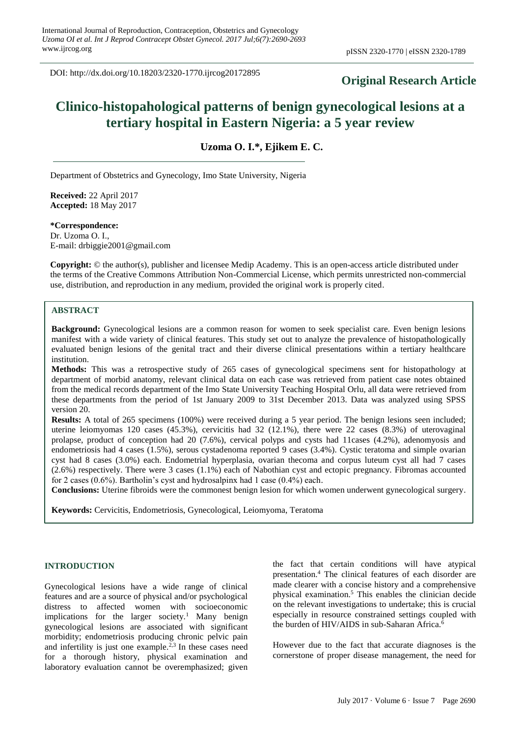DOI: http://dx.doi.org/10.18203/2320-1770.ijrcog20172895

**Original Research Article**

# Clinico-histopahological patterns of benign gynecological lesions at a tertiary hospital in Eastern Nigeria: a 5 year review

**Uzoma O. I.*, Ejikem E. C.**

Department of Obstetrics and Gynecology, Imo State University, Nigeria

**Received:** 22 April 2017
**Accepted:** 18 May 2017

**\*Correspondence:**
Dr. Uzoma O. I.,
E-mail: drbiggie2001@gmail.com

**Copyright:** © the author(s), publisher and licensee Medip Academy. This is an open-access article distributed under the terms of the Creative Commons Attribution Non-Commercial License, which permits unrestricted non-commercial use, distribution, and reproduction in any medium, provided the original work is properly cited.

## ABSTRACT

**Background:** Gynecological lesions are a common reason for women to seek specialist care. Even benign lesions manifest with a wide variety of clinical features. This study set out to analyze the prevalence of histopathologically evaluated benign lesions of the genital tract and their diverse clinical presentations within a tertiary healthcare institution.

**Methods:** This was a retrospective study of 265 cases of gynecological specimens sent for histopathology at department of morbid anatomy, relevant clinical data on each case was retrieved from patient case notes obtained from the medical records department of the Imo State University Teaching Hospital Orlu, all data were retrieved from these departments from the period of 1st January 2009 to 31st December 2013. Data was analyzed using SPSS version 20.

**Results:** A total of 265 specimens (100%) were received during a 5 year period. The benign lesions seen included; uterine leiomyomas 120 cases (45.3%), cervicitis had 32 (12.1%), there were 22 cases (8.3%) of uterovaginal prolapse, product of conception had 20 (7.6%), cervical polyps and cysts had 11cases (4.2%), adenomyosis and endometriosis had 4 cases (1.5%), serous cystadenoma reported 9 cases (3.4%). Cystic teratoma and simple ovarian cyst had 8 cases (3.0%) each. Endometrial hyperplasia, ovarian thecoma and corpus luteum cyst all had 7 cases (2.6%) respectively. There were 3 cases (1.1%) each of Nabothian cyst and ectopic pregnancy. Fibromas accounted for 2 cases (0.6%). Bartholin's cyst and hydrosalpinx had 1 case (0.4%) each.

**Conclusions:** Uterine fibroids were the commonest benign lesion for which women underwent gynecological surgery.

**Keywords:** Cervicitis, Endometriosis, Gynecological, Leiomyoma, Teratoma

## INTRODUCTION

Gynecological lesions have a wide range of clinical features and are a source of physical and/or psychological distress to affected women with socioeconomic implications for the larger society.[1] Many benign gynecological lesions are associated with significant morbidity; endometriosis producing chronic pelvic pain and infertility is just one example.[2,3] In these cases need for a thorough history, physical examination and laboratory evaluation cannot be overemphasized; given the fact that certain conditions will have atypical presentation.[4] The clinical features of each disorder are made clearer with a concise history and a comprehensive physical examination.[5] This enables the clinician decide on the relevant investigations to undertake; this is crucial especially in resource constrained settings coupled with the burden of HIV/AIDS in sub-Saharan Africa.[6]

However due to the fact that accurate diagnoses is the cornerstone of proper disease management, the need for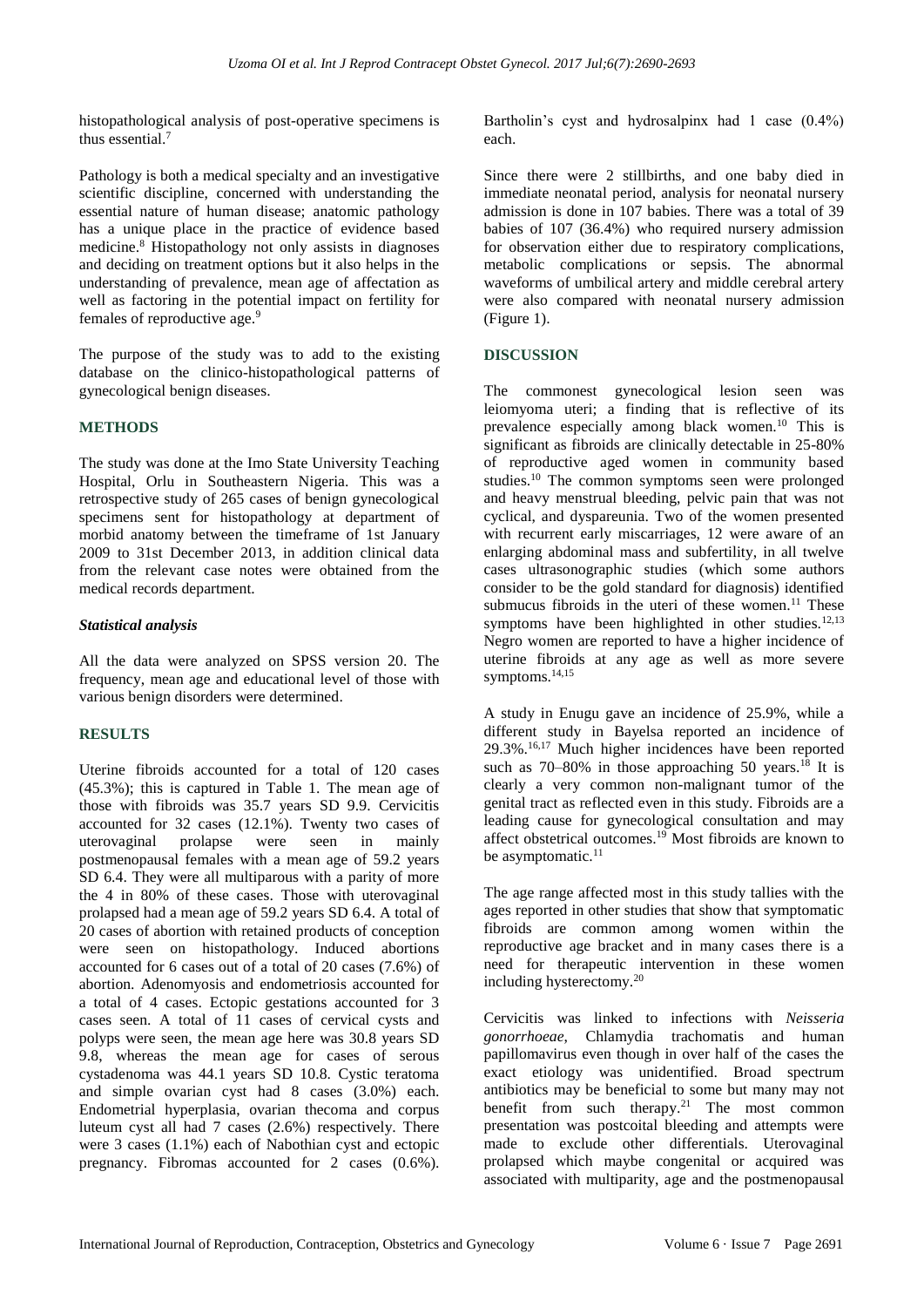histopathological analysis of post-operative specimens is thus essential.[7]

Pathology is both a medical specialty and an investigative scientific discipline, concerned with understanding the essential nature of human disease; anatomic pathology has a unique place in the practice of evidence based medicine.[8] Histopathology not only assists in diagnoses and deciding on treatment options but it also helps in the understanding of prevalence, mean age of affectation as well as factoring in the potential impact on fertility for females of reproductive age.[9]

The purpose of the study was to add to the existing database on the clinico-histopathological patterns of gynecological benign diseases.

## METHODS

The study was done at the Imo State University Teaching Hospital, Orlu in Southeastern Nigeria. This was a retrospective study of 265 cases of benign gynecological specimens sent for histopathology at department of morbid anatomy between the timeframe of 1st January 2009 to 31st December 2013, in addition clinical data from the relevant case notes were obtained from the medical records department.

### *Statistical analysis*

All the data were analyzed on SPSS version 20. The frequency, mean age and educational level of those with various benign disorders were determined.

## RESULTS

Uterine fibroids accounted for a total of 120 cases (45.3%); this is captured in Table 1. The mean age of those with fibroids was 35.7 years SD 9.9. Cervicitis accounted for 32 cases (12.1%). Twenty two cases of uterovaginal prolapse were seen in mainly postmenopausal females with a mean age of 59.2 years SD 6.4. They were all multiparous with a parity of more the 4 in 80% of these cases. Those with uterovaginal prolapsed had a mean age of 59.2 years SD 6.4. A total of 20 cases of abortion with retained products of conception were seen on histopathology. Induced abortions accounted for 6 cases out of a total of 20 cases (7.6%) of abortion. Adenomyosis and endometriosis accounted for a total of 4 cases. Ectopic gestations accounted for 3 cases seen. A total of 11 cases of cervical cysts and polyps were seen, the mean age here was 30.8 years SD 9.8, whereas the mean age for cases of serous cystadenoma was 44.1 years SD 10.8. Cystic teratoma and simple ovarian cyst had 8 cases (3.0%) each. Endometrial hyperplasia, ovarian thecoma and corpus luteum cyst all had 7 cases (2.6%) respectively. There were 3 cases (1.1%) each of Nabothian cyst and ectopic pregnancy. Fibromas accounted for 2 cases (0.6%). Bartholin's cyst and hydrosalpinx had 1 case (0.4%) each.

Since there were 2 stillbirths, and one baby died in immediate neonatal period, analysis for neonatal nursery admission is done in 107 babies. There was a total of 39 babies of 107 (36.4%) who required nursery admission for observation either due to respiratory complications, metabolic complications or sepsis. The abnormal waveforms of umbilical artery and middle cerebral artery were also compared with neonatal nursery admission (Figure 1).

## DISCUSSION

The commonest gynecological lesion seen was leiomyoma uteri; a finding that is reflective of its prevalence especially among black women.[10] This is significant as fibroids are clinically detectable in 25-80% of reproductive aged women in community based studies.[10] The common symptoms seen were prolonged and heavy menstrual bleeding, pelvic pain that was not cyclical, and dyspareunia. Two of the women presented with recurrent early miscarriages, 12 were aware of an enlarging abdominal mass and subfertility, in all twelve cases ultrasonographic studies (which some authors consider to be the gold standard for diagnosis) identified submucus fibroids in the uteri of these women.[11] These symptoms have been highlighted in other studies.[12,13] Negro women are reported to have a higher incidence of uterine fibroids at any age as well as more severe symptoms.[14,15]

A study in Enugu gave an incidence of 25.9%, while a different study in Bayelsa reported an incidence of 29.3%.[16,17] Much higher incidences have been reported such as 70–80% in those approaching 50 years.[18] It is clearly a very common non-malignant tumor of the genital tract as reflected even in this study. Fibroids are a leading cause for gynecological consultation and may affect obstetrical outcomes.[19] Most fibroids are known to be asymptomatic.[11]

The age range affected most in this study tallies with the ages reported in other studies that show that symptomatic fibroids are common among women within the reproductive age bracket and in many cases there is a need for therapeutic intervention in these women including hysterectomy.[20]

Cervicitis was linked to infections with *Neisseria gonorrhoeae*, Chlamydia trachomatis and human papillomavirus even though in over half of the cases the exact etiology was unidentified. Broad spectrum antibiotics may be beneficial to some but many may not benefit from such therapy.[21] The most common presentation was postcoital bleeding and attempts were made to exclude other differentials. Uterovaginal prolapsed which maybe congenital or acquired was associated with multiparity, age and the postmenopausal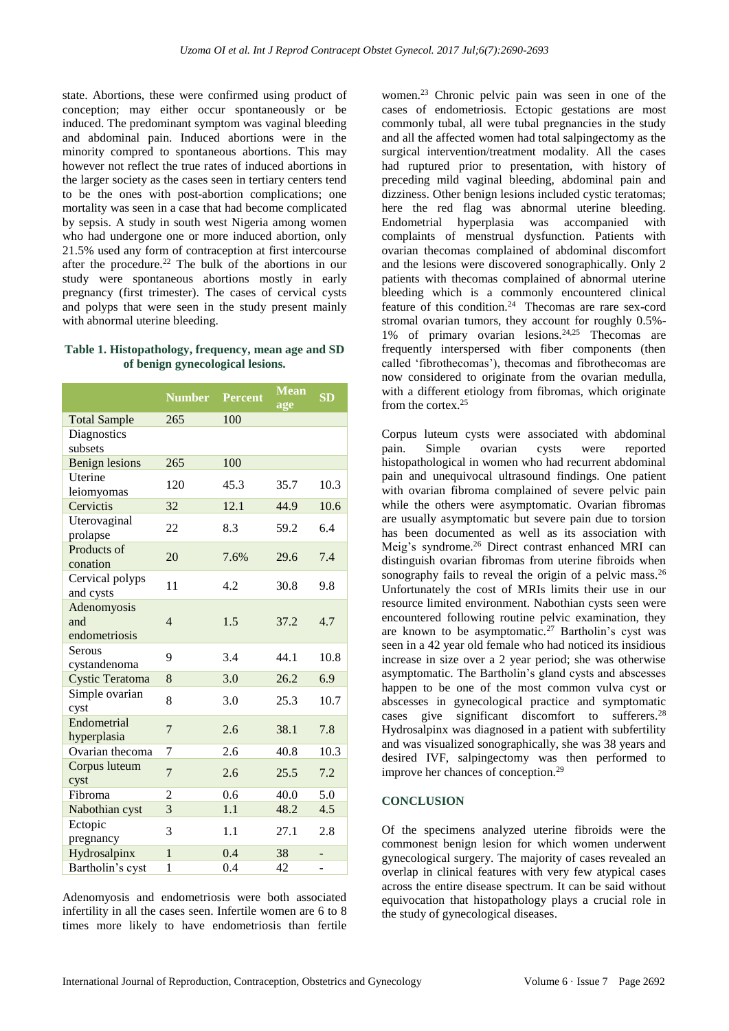state. Abortions, these were confirmed using product of conception; may either occur spontaneously or be induced. The predominant symptom was vaginal bleeding and abdominal pain. Induced abortions were in the minority compred to spontaneous abortions. This may however not reflect the true rates of induced abortions in the larger society as the cases seen in tertiary centers tend to be the ones with post-abortion complications; one mortality was seen in a case that had become complicated by sepsis. A study in south west Nigeria among women who had undergone one or more induced abortion, only 21.5% used any form of contraception at first intercourse after the procedure.[22] The bulk of the abortions in our study were spontaneous abortions mostly in early pregnancy (first trimester). The cases of cervical cysts and polyps that were seen in the study present mainly with abnormal uterine bleeding.

**Table 1. Histopathology, frequency, mean age and SD of benign gynecological lesions.**

| | Number | Percent | Mean age | SD |
|---|---|---|---|---|
| Total Sample | 265 | 100 | | |
| Diagnostics subsets | | | | |
| Benign lesions | 265 | 100 | | |
| Uterine leiomyomas | 120 | 45.3 | 35.7 | 10.3 |
| Cervictis | 32 | 12.1 | 44.9 | 10.6 |
| Uterovaginal prolapse | 22 | 8.3 | 59.2 | 6.4 |
| Products of conation | 20 | 7.6% | 29.6 | 7.4 |
| Cervical polyps and cysts | 11 | 4.2 | 30.8 | 9.8 |
| Adenomyosis and endometriosis | 4 | 1.5 | 37.2 | 4.7 |
| Serous cystandenoma | 9 | 3.4 | 44.1 | 10.8 |
| Cystic Teratoma | 8 | 3.0 | 26.2 | 6.9 |
| Simple ovarian cyst | 8 | 3.0 | 25.3 | 10.7 |
| Endometrial hyperplasia | 7 | 2.6 | 38.1 | 7.8 |
| Ovarian thecoma | 7 | 2.6 | 40.8 | 10.3 |
| Corpus luteum cyst | 7 | 2.6 | 25.5 | 7.2 |
| Fibroma | 2 | 0.6 | 40.0 | 5.0 |
| Nabothian cyst | 3 | 1.1 | 48.2 | 4.5 |
| Ectopic pregnancy | 3 | 1.1 | 27.1 | 2.8 |
| Hydrosalpinx | 1 | 0.4 | 38 | - |
| Bartholin's cyst | 1 | 0.4 | 42 | - |

Adenomyosis and endometriosis were both associated infertility in all the cases seen. Infertile women are 6 to 8 times more likely to have endometriosis than fertile women.[23] Chronic pelvic pain was seen in one of the cases of endometriosis. Ectopic gestations are most commonly tubal, all were tubal pregnancies in the study and all the affected women had total salpingectomy as the surgical intervention/treatment modality. All the cases had ruptured prior to presentation, with history of preceding mild vaginal bleeding, abdominal pain and dizziness. Other benign lesions included cystic teratomas; here the red flag was abnormal uterine bleeding. Endometrial hyperplasia was accompanied with complaints of menstrual dysfunction. Patients with ovarian thecomas complained of abdominal discomfort and the lesions were discovered sonographically. Only 2 patients with thecomas complained of abnormal uterine bleeding which is a commonly encountered clinical feature of this condition.[24] Thecomas are rare sex-cord stromal ovarian tumors, they account for roughly 0.5%-1% of primary ovarian lesions.[24,25] Thecomas are frequently interspersed with fiber components (then called 'fibrothecomas'), thecomas and fibrothecomas are now considered to originate from the ovarian medulla, with a different etiology from fibromas, which originate from the cortex.[25]

Corpus luteum cysts were associated with abdominal pain. Simple ovarian cysts were reported histopathological in women who had recurrent abdominal pain and unequivocal ultrasound findings. One patient with ovarian fibroma complained of severe pelvic pain while the others were asymptomatic. Ovarian fibromas are usually asymptomatic but severe pain due to torsion has been documented as well as its association with Meig's syndrome.[26] Direct contrast enhanced MRI can distinguish ovarian fibromas from uterine fibroids when sonography fails to reveal the origin of a pelvic mass.[26] Unfortunately the cost of MRIs limits their use in our resource limited environment. Nabothian cysts seen were encountered following routine pelvic examination, they are known to be asymptomatic.[27] Bartholin's cyst was seen in a 42 year old female who had noticed its insidious increase in size over a 2 year period; she was otherwise asymptomatic. The Bartholin's gland cysts and abscesses happen to be one of the most common vulva cyst or abscesses in gynecological practice and symptomatic cases give significant discomfort to sufferers.[28] Hydrosalpinx was diagnosed in a patient with subfertility and was visualized sonographically, she was 38 years and desired IVF, salpingectomy was then performed to improve her chances of conception.[29]

## CONCLUSION

Of the specimens analyzed uterine fibroids were the commonest benign lesion for which women underwent gynecological surgery. The majority of cases revealed an overlap in clinical features with very few atypical cases across the entire disease spectrum. It can be said without equivocation that histopathology plays a crucial role in the study of gynecological diseases.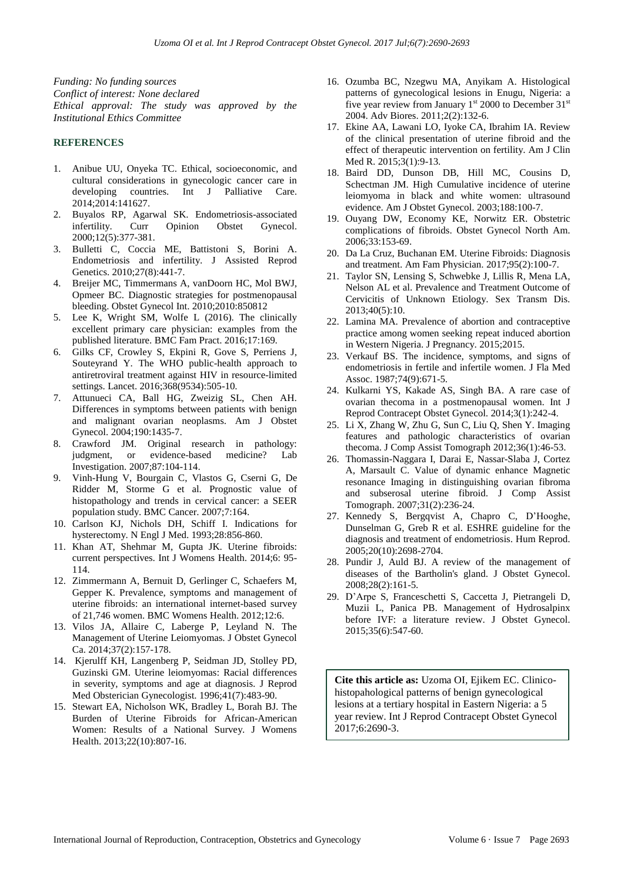*Funding: No funding sources*
*Conflict of interest: None declared*
*Ethical approval: The study was approved by the Institutional Ethics Committee*

## REFERENCES

1. Anibue UU, Onyeka TC. Ethical, socioeconomic, and cultural considerations in gynecologic cancer care in developing countries. Int J Palliative Care. 2014;2014:141627.
2. Buyalos RP, Agarwal SK. Endometriosis-associated infertility. Curr Opinion Obstet Gynecol. 2000;12(5):377-381.
3. Bulletti C, Coccia ME, Battistoni S, Borini A. Endometriosis and infertility. J Assisted Reprod Genetics. 2010;27(8):441-7.
4. Breijer MC, Timmermans A, vanDoorn HC, Mol BWJ, Opmeer BC. Diagnostic strategies for postmenopausal bleeding. Obstet Gynecol Int. 2010;2010:850812
5. Lee K, Wright SM, Wolfe L (2016). The clinically excellent primary care physician: examples from the published literature. BMC Fam Pract. 2016;17:169.
6. Gilks CF, Crowley S, Ekpini R, Gove S, Perriens J, Souteyrand Y. The WHO public-health approach to antiretroviral treatment against HIV in resource-limited settings. Lancet. 2016;368(9534):505-10.
7. Attunueci CA, Ball HG, Zweizig SL, Chen AH. Differences in symptoms between patients with benign and malignant ovarian neoplasms. Am J Obstet Gynecol. 2004;190:1435-7.
8. Crawford JM. Original research in pathology: judgment, or evidence-based medicine? Lab Investigation. 2007;87:104-114.
9. Vinh-Hung V, Bourgain C, Vlastos G, Cserni G, De Ridder M, Storme G et al. Prognostic value of histopathology and trends in cervical cancer: a SEER population study. BMC Cancer. 2007;7:164.
10. Carlson KJ, Nichols DH, Schiff I. Indications for hysterectomy. N Engl J Med. 1993;28:856-860.
11. Khan AT, Shehmar M, Gupta JK. Uterine fibroids: current perspectives. Int J Womens Health. 2014;6: 95-114.
12. Zimmermann A, Bernuit D, Gerlinger C, Schaefers M, Gepper K. Prevalence, symptoms and management of uterine fibroids: an international internet-based survey of 21,746 women. BMC Womens Health. 2012;12:6.
13. Vilos JA, Allaire C, Laberge P, Leyland N. The Management of Uterine Leiomyomas. J Obstet Gynecol Ca. 2014;37(2):157-178.
14. Kjerulff KH, Langenberg P, Seidman JD, Stolley PD, Guzinski GM. Uterine leiomyomas: Racial differences in severity, symptoms and age at diagnosis. J Reprod Med Obsterician Gynecologist. 1996;41(7):483-90.
15. Stewart EA, Nicholson WK, Bradley L, Borah BJ. The Burden of Uterine Fibroids for African-American Women: Results of a National Survey. J Womens Health. 2013;22(10):807-16.
16. Ozumba BC, Nzegwu MA, Anyikam A. Histological patterns of gynecological lesions in Enugu, Nigeria: a five year review from January 1st 2000 to December 31st 2004. Adv Biores. 2011;2(2):132-6.
17. Ekine AA, Lawani LO, Iyoke CA, Ibrahim IA. Review of the clinical presentation of uterine fibroid and the effect of therapeutic intervention on fertility. Am J Clin Med R. 2015;3(1):9-13.
18. Baird DD, Dunson DB, Hill MC, Cousins D, Schectman JM. High Cumulative incidence of uterine leiomyoma in black and white women: ultrasound evidence. Am J Obstet Gynecol. 2003;188:100-7.
19. Ouyang DW, Economy KE, Norwitz ER. Obstetric complications of fibroids. Obstet Gynecol North Am. 2006;33:153-69.
20. Da La Cruz, Buchanan EM. Uterine Fibroids: Diagnosis and treatment. Am Fam Physician. 2017;95(2):100-7.
21. Taylor SN, Lensing S, Schwebke J, Lillis R, Mena LA, Nelson AL et al. Prevalence and Treatment Outcome of Cervicitis of Unknown Etiology. Sex Transm Dis. 2013;40(5):10.
22. Lamina MA. Prevalence of abortion and contraceptive practice among women seeking repeat induced abortion in Western Nigeria. J Pregnancy. 2015;2015.
23. Verkauf BS. The incidence, symptoms, and signs of endometriosis in fertile and infertile women. J Fla Med Assoc. 1987;74(9):671-5.
24. Kulkarni YS, Kakade AS, Singh BA. A rare case of ovarian thecoma in a postmenopausal women. Int J Reprod Contracept Obstet Gynecol. 2014;3(1):242-4.
25. Li X, Zhang W, Zhu G, Sun C, Liu Q, Shen Y. Imaging features and pathologic characteristics of ovarian thecoma. J Comp Assist Tomograph 2012;36(1):46-53.
26. Thomassin-Naggara I, Darai E, Nassar-Slaba J, Cortez A, Marsault C. Value of dynamic enhance Magnetic resonance Imaging in distinguishing ovarian fibroma and subserosal uterine fibroid. J Comp Assist Tomograph. 2007;31(2):236-24.
27. Kennedy S, Bergqvist A, Chapro C, D'Hooghe, Dunselman G, Greb R et al. ESHRE guideline for the diagnosis and treatment of endometriosis. Hum Reprod. 2005;20(10):2698-2704.
28. Pundir J, Auld BJ. A review of the management of diseases of the Bartholin's gland. J Obstet Gynecol. 2008;28(2):161-5.
29. D'Arpe S, Franceschetti S, Caccetta J, Pietrangeli D, Muzii L, Panica PB. Management of Hydrosalpinx before IVF: a literature review. J Obstet Gynecol. 2015;35(6):547-60.

**Cite this article as:** Uzoma OI, Ejikem EC. Clinico-histopahological patterns of benign gynecological lesions at a tertiary hospital in Eastern Nigeria: a 5 year review. Int J Reprod Contracept Obstet Gynecol 2017;6:2690-3.